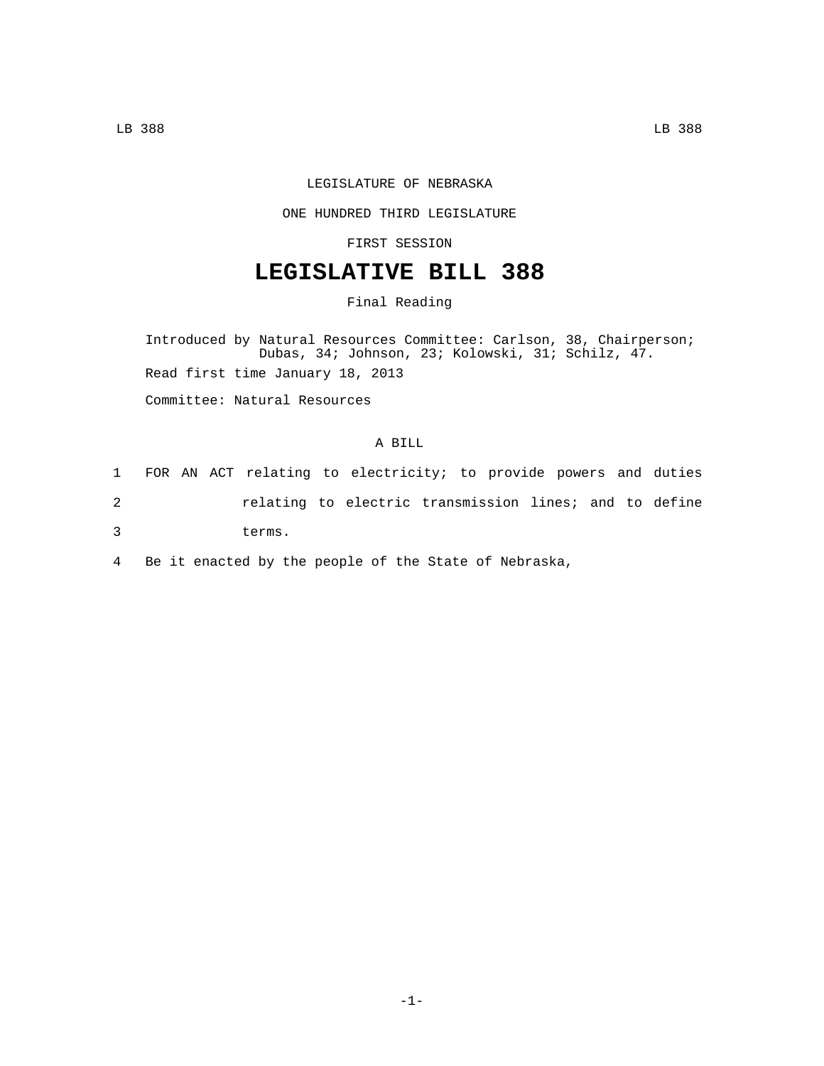LEGISLATURE OF NEBRASKA

ONE HUNDRED THIRD LEGISLATURE

FIRST SESSION

# LEGISLATIVE BILL 388

Final Reading

Introduced by Natural Resources Committee: Carlson, 38, Chairperson; Dubas, 34; Johnson, 23; Kolowski, 31; Schilz, 47.

Read first time January 18, 2013

Committee: Natural Resources

A BILL

1 FOR AN ACT relating to electricity; to provide powers and duties
2 relating to electric transmission lines; and to define
3 terms.
4 Be it enacted by the people of the State of Nebraska,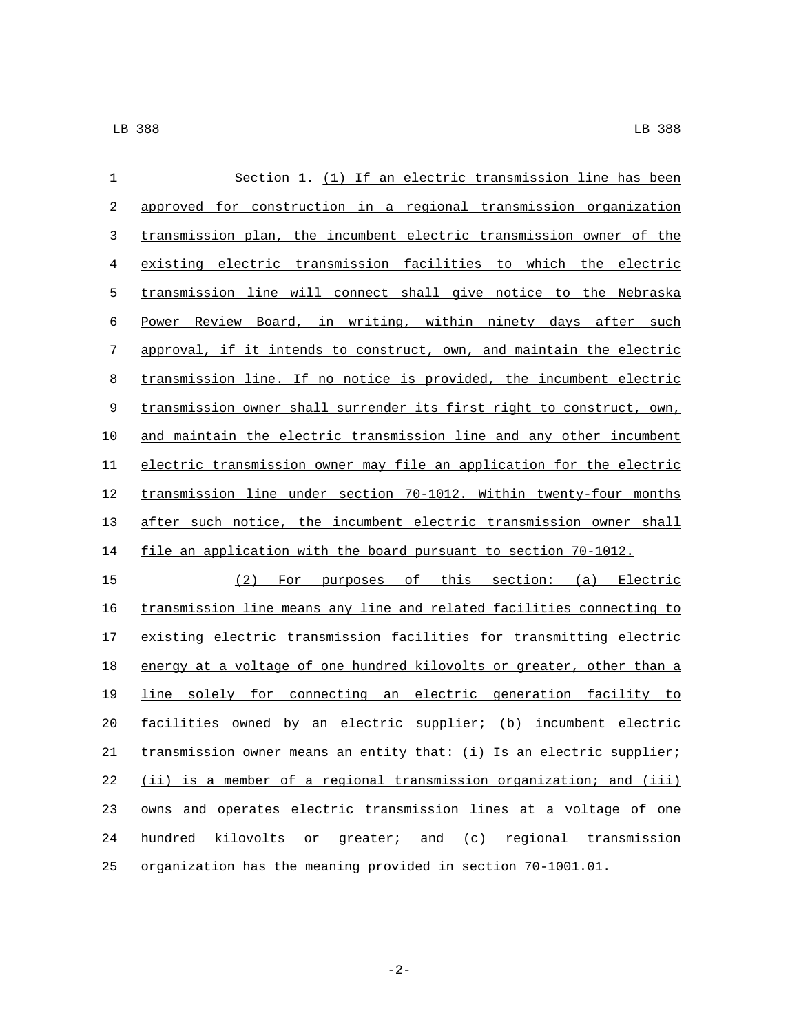Section 1. (1) If an electric transmission line has been approved for construction in a regional transmission organization transmission plan, the incumbent electric transmission owner of the existing electric transmission facilities to which the electric transmission line will connect shall give notice to the Nebraska Power Review Board, in writing, within ninety days after such approval, if it intends to construct, own, and maintain the electric transmission line. If no notice is provided, the incumbent electric transmission owner shall surrender its first right to construct, own, and maintain the electric transmission line and any other incumbent electric transmission owner may file an application for the electric transmission line under section 70-1012. Within twenty-four months after such notice, the incumbent electric transmission owner shall file an application with the board pursuant to section 70-1012.

(2) For purposes of this section: (a) Electric transmission line means any line and related facilities connecting to existing electric transmission facilities for transmitting electric energy at a voltage of one hundred kilovolts or greater, other than a line solely for connecting an electric generation facility to facilities owned by an electric supplier; (b) incumbent electric transmission owner means an entity that: (i) Is an electric supplier; (ii) is a member of a regional transmission organization; and (iii) owns and operates electric transmission lines at a voltage of one hundred kilovolts or greater; and (c) regional transmission organization has the meaning provided in section 70-1001.01.